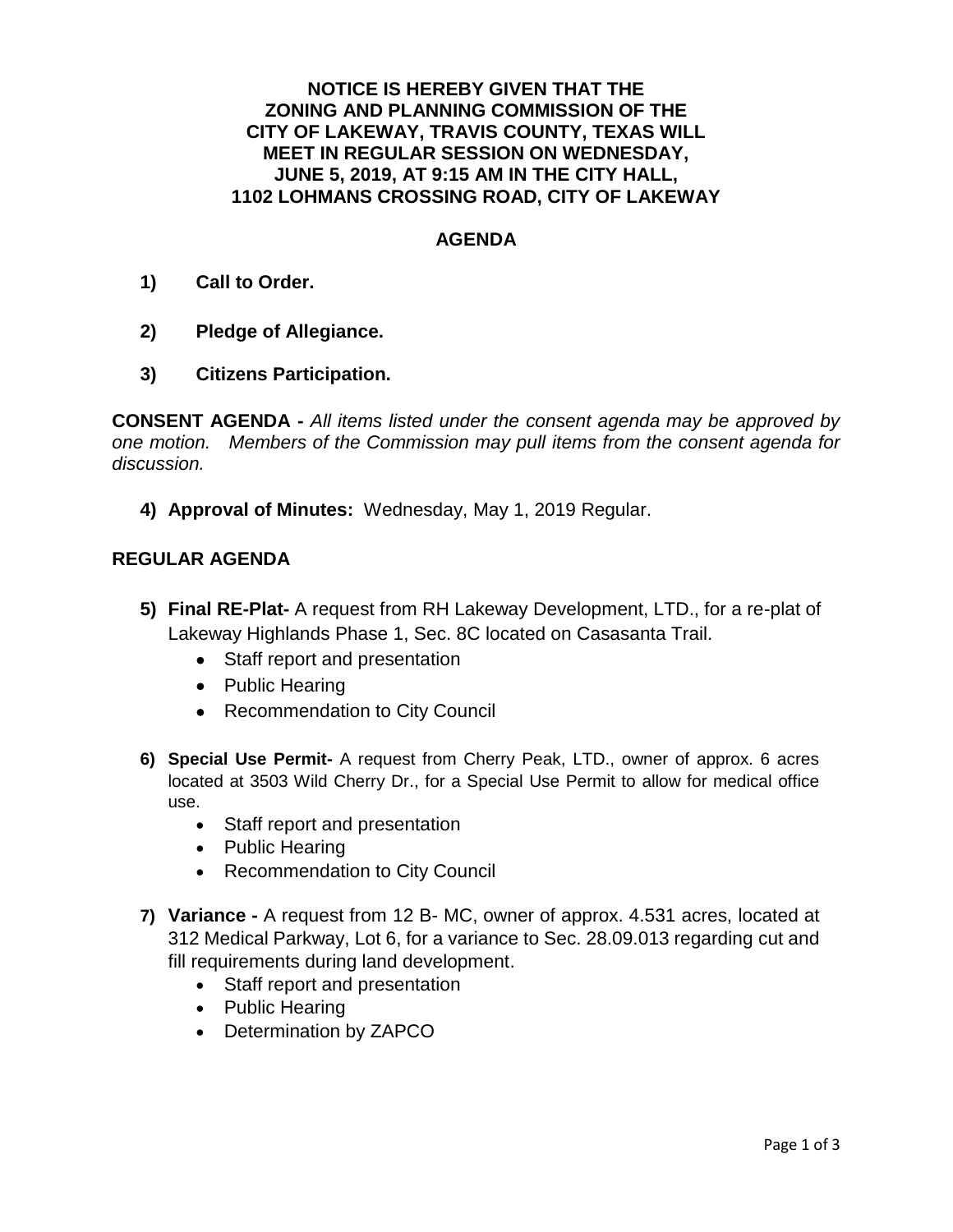**NOTICE IS HEREBY GIVEN THAT THE ZONING AND PLANNING COMMISSION OF THE CITY OF LAKEWAY, TRAVIS COUNTY, TEXAS WILL MEET IN REGULAR SESSION ON WEDNESDAY, JUNE 5, 2019, AT 9:15 AM IN THE CITY HALL, 1102 LOHMANS CROSSING ROAD, CITY OF LAKEWAY**

## AGENDA

1) **Call to Order.**

2) **Pledge of Allegiance.**

3) **Citizens Participation.**

**CONSENT AGENDA -** *All items listed under the consent agenda may be approved by one motion. Members of the Commission may pull items from the consent agenda for discussion.*

4) **Approval of Minutes:** Wednesday, May 1, 2019 Regular.

**REGULAR AGENDA**

5) **Final RE-Plat-** A request from RH Lakeway Development, LTD., for a re-plat of Lakeway Highlands Phase 1, Sec. 8C located on Casasanta Trail.
   - Staff report and presentation
   - Public Hearing
   - Recommendation to City Council

6) **Special Use Permit-** A request from Cherry Peak, LTD., owner of approx. 6 acres located at 3503 Wild Cherry Dr., for a Special Use Permit to allow for medical office use.
   - Staff report and presentation
   - Public Hearing
   - Recommendation to City Council

7) **Variance -** A request from 12 B- MC, owner of approx. 4.531 acres, located at 312 Medical Parkway, Lot 6, for a variance to Sec. 28.09.013 regarding cut and fill requirements during land development.
   - Staff report and presentation
   - Public Hearing
   - Determination by ZAPCO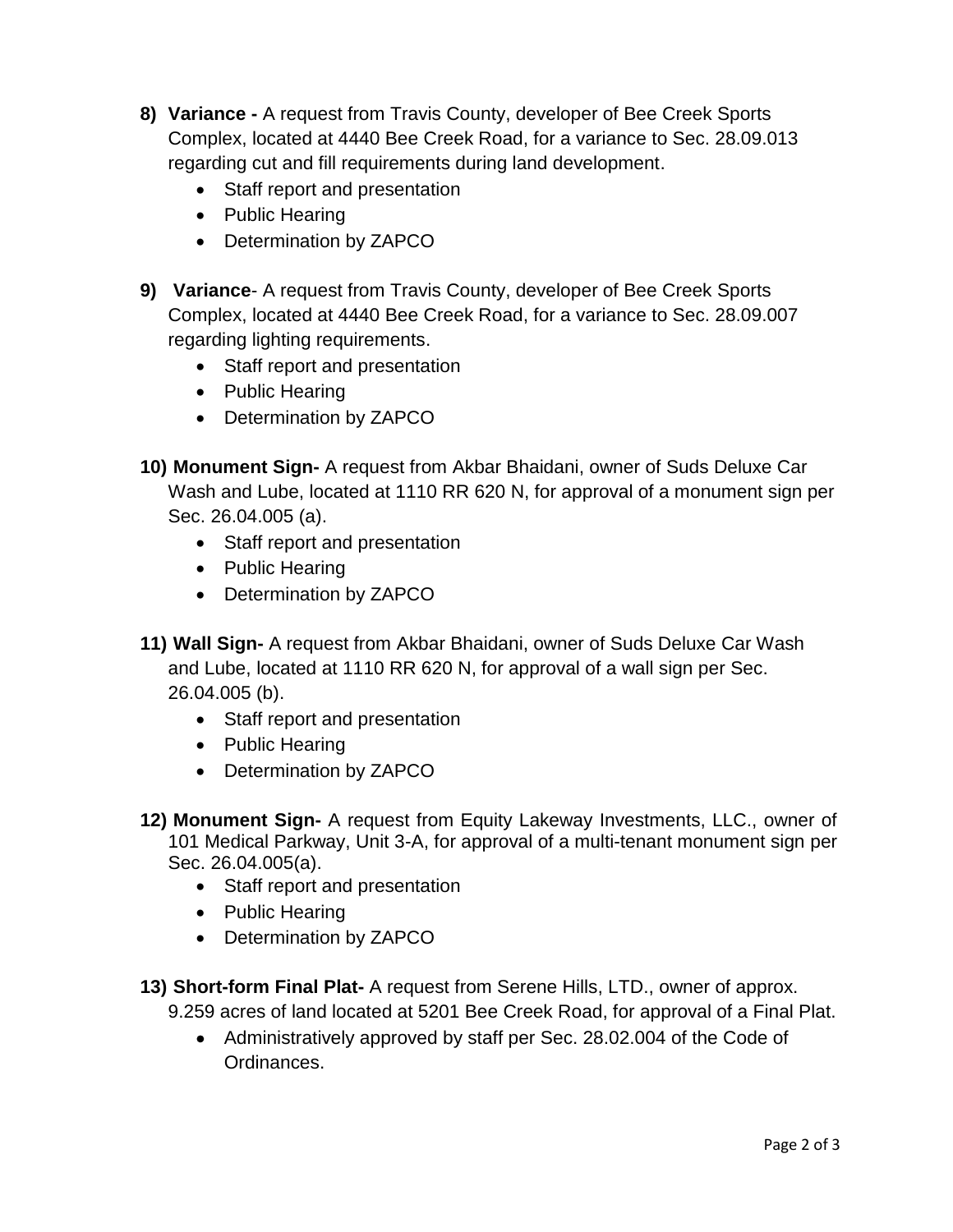8) **Variance -** A request from Travis County, developer of Bee Creek Sports Complex, located at 4440 Bee Creek Road, for a variance to Sec. 28.09.013 regarding cut and fill requirements during land development.
   - Staff report and presentation
   - Public Hearing
   - Determination by ZAPCO

9) **Variance**- A request from Travis County, developer of Bee Creek Sports Complex, located at 4440 Bee Creek Road, for a variance to Sec. 28.09.007 regarding lighting requirements.
   - Staff report and presentation
   - Public Hearing
   - Determination by ZAPCO

10) **Monument Sign-** A request from Akbar Bhaidani, owner of Suds Deluxe Car Wash and Lube, located at 1110 RR 620 N, for approval of a monument sign per Sec. 26.04.005 (a).
    - Staff report and presentation
    - Public Hearing
    - Determination by ZAPCO

11) **Wall Sign-** A request from Akbar Bhaidani, owner of Suds Deluxe Car Wash and Lube, located at 1110 RR 620 N, for approval of a wall sign per Sec. 26.04.005 (b).
    - Staff report and presentation
    - Public Hearing
    - Determination by ZAPCO

12) **Monument Sign-** A request from Equity Lakeway Investments, LLC., owner of 101 Medical Parkway, Unit 3-A, for approval of a multi-tenant monument sign per Sec. 26.04.005(a).
    - Staff report and presentation
    - Public Hearing
    - Determination by ZAPCO

13) **Short-form Final Plat-** A request from Serene Hills, LTD., owner of approx. 9.259 acres of land located at 5201 Bee Creek Road, for approval of a Final Plat.
    - Administratively approved by staff per Sec. 28.02.004 of the Code of Ordinances.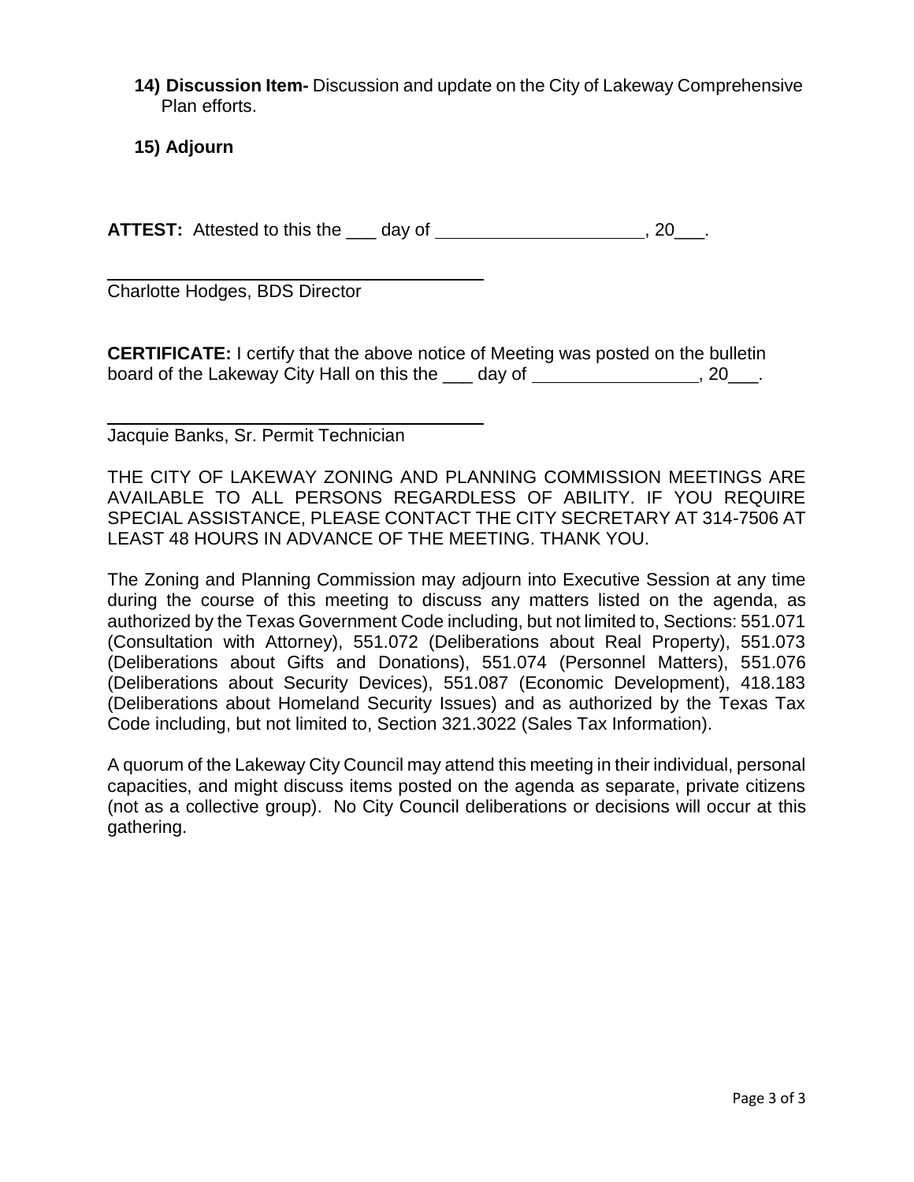14) **Discussion Item-** Discussion and update on the City of Lakeway Comprehensive Plan efforts.

15) **Adjourn**

**ATTEST:** Attested to this the ___ day of ____________________, 20___.

________________________________________
Charlotte Hodges, BDS Director

**CERTIFICATE:** I certify that the above notice of Meeting was posted on the bulletin board of the Lakeway City Hall on this the ___ day of ________________, 20___.

________________________________________
Jacquie Banks, Sr. Permit Technician

THE CITY OF LAKEWAY ZONING AND PLANNING COMMISSION MEETINGS ARE AVAILABLE TO ALL PERSONS REGARDLESS OF ABILITY. IF YOU REQUIRE SPECIAL ASSISTANCE, PLEASE CONTACT THE CITY SECRETARY AT 314-7506 AT LEAST 48 HOURS IN ADVANCE OF THE MEETING. THANK YOU.

The Zoning and Planning Commission may adjourn into Executive Session at any time during the course of this meeting to discuss any matters listed on the agenda, as authorized by the Texas Government Code including, but not limited to, Sections: 551.071 (Consultation with Attorney), 551.072 (Deliberations about Real Property), 551.073 (Deliberations about Gifts and Donations), 551.074 (Personnel Matters), 551.076 (Deliberations about Security Devices), 551.087 (Economic Development), 418.183 (Deliberations about Homeland Security Issues) and as authorized by the Texas Tax Code including, but not limited to, Section 321.3022 (Sales Tax Information).

A quorum of the Lakeway City Council may attend this meeting in their individual, personal capacities, and might discuss items posted on the agenda as separate, private citizens (not as a collective group). No City Council deliberations or decisions will occur at this gathering.